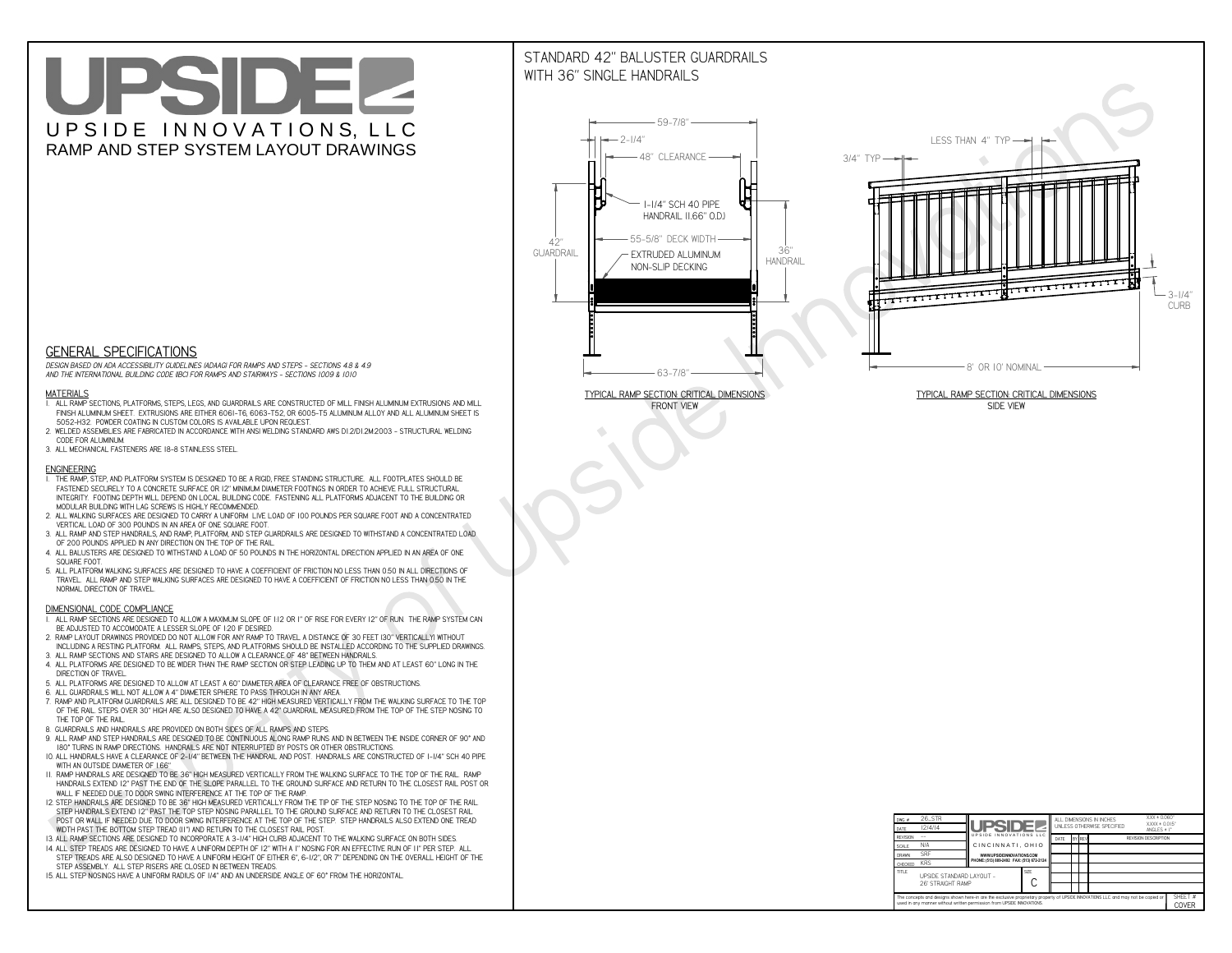# UPSIDE

UPSIDE INNOVATIONS, LLC

RAMP AND STEP SYSTEM LAYOUT DRAWINGS

## STANDARD 42" BALUSTER GUARDRAILS WITH 36" SINGLE HANDRAILS

59-7/8"
2-1/4"
48" CLEARANCE
1-1/4" SCH 40 PIPE HANDRAIL (1.66" O.D.)
55-5/8" DECK WIDTH
42" GUARDRAIL
EXTRUDED ALUMINUM NON-SLIP DECKING
36" HANDRAIL
63-7/8"

TYPICAL RAMP SECTION: CRITICAL DIMENSIONS
FRONT VIEW

LESS THAN 4" TYP
3/4" TYP
3-1/4" CURB
8' OR 10' NOMINAL

TYPICAL RAMP SECTION: CRITICAL DIMENSIONS
SIDE VIEW

## GENERAL SPECIFICATIONS

*DESIGN BASED ON ADA ACCESSIBILITY GUIDELINES (ADAAG) FOR RAMPS AND STEPS - SECTIONS 4.8 & 4.9 AND THE INTERNATIONAL BUILDING CODE (IBC) FOR RAMPS AND STAIRWAYS - SECTIONS 1009 & 1010*

### MATERIALS

1. ALL RAMP SECTIONS, PLATFORMS, STEPS, LEGS, AND GUARDRAILS ARE CONSTRUCTED OF MILL FINISH ALUMINUM EXTRUSIONS AND MILL FINISH ALUMINUM SHEET. EXTRUSIONS ARE EITHER 6061-T6, 6063-T52, OR 6005-T5 ALUMINUM ALLOY AND ALL ALUMINUM SHEET IS 5052-H32. POWDER COATING IN CUSTOM COLORS IS AVAILABLE UPON REQUEST.
2. WELDED ASSEMBLIES ARE FABRICATED IN ACCORDANCE WITH ANSI WELDING STANDARD AWS D1.2/D1.2M:2003 - STRUCTURAL WELDING CODE FOR ALUMINUM.
3. ALL MECHANICAL FASTENERS ARE 18-8 STAINLESS STEEL.

### ENGINEERING

1. THE RAMP, STEP, AND PLATFORM SYSTEM IS DESIGNED TO BE A RIGID, FREE STANDING STRUCTURE. ALL FOOTPLATES SHOULD BE FASTENED SECURELY TO A CONCRETE SURFACE OR 12" MINIMUM DIAMETER FOOTINGS IN ORDER TO ACHIEVE FULL STRUCTURAL INTEGRITY. FOOTING DEPTH WILL DEPEND ON LOCAL BUILDING CODE. FASTENING ALL PLATFORMS ADJACENT TO THE BUILDING OR MODULAR BUILDING WITH LAG SCREWS IS HIGHLY RECOMMENDED.
2. ALL WALKING SURFACES ARE DESIGNED TO CARRY A UNIFORM LIVE LOAD OF 100 POUNDS PER SQUARE FOOT AND A CONCENTRATED VERTICAL LOAD OF 300 POUNDS IN AN AREA OF ONE SQUARE FOOT.
3. ALL RAMP AND STEP HANDRAILS, AND RAMP, PLATFORM, AND STEP GUARDRAILS ARE DESIGNED TO WITHSTAND A CONCENTRATED LOAD OF 200 POUNDS APPLIED IN ANY DIRECTION ON THE TOP OF THE RAIL.
4. ALL BALUSTERS ARE DESIGNED TO WITHSTAND A LOAD OF 50 POUNDS IN THE HORIZONTAL DIRECTION APPLIED IN AN AREA OF ONE SQUARE FOOT.
5. ALL PLATFORM WALKING SURFACES ARE DESIGNED TO HAVE A COEFFICIENT OF FRICTION NO LESS THAN 0.50 IN ALL DIRECTIONS OF TRAVEL. ALL RAMP AND STEP WALKING SURFACES ARE DESIGNED TO HAVE A COEFFICIENT OF FRICTION NO LESS THAN 0.50 IN THE NORMAL DIRECTION OF TRAVEL.

### DIMENSIONAL CODE COMPLIANCE

1. ALL RAMP SECTIONS ARE DESIGNED TO ALLOW A MAXIMUM SLOPE OF 1:12 OR 1" OF RISE FOR EVERY 12" OF RUN. THE RAMP SYSTEM CAN BE ADJUSTED TO ACCOMODATE A LESSER SLOPE OF 1:20 IF DESIRED.
2. RAMP LAYOUT DRAWINGS PROVIDED DO NOT ALLOW FOR ANY RAMP TO TRAVEL A DISTANCE OF 30 FEET (30" VERTICALLY) WITHOUT INCLUDING A RESTING PLATFORM. ALL RAMPS, STEPS, AND PLATFORMS SHOULD BE INSTALLED ACCORDING TO THE SUPPLIED DRAWINGS.
3. ALL RAMP SECTIONS AND STAIRS ARE DESIGNED TO ALLOW A CLEARANCE OF 48" BETWEEN HANDRAILS.
4. ALL PLATFORMS ARE DESIGNED TO BE WIDER THAN THE RAMP SECTION OR STEP LEADING UP TO THEM AND AT LEAST 60" LONG IN THE DIRECTION OF TRAVEL.
5. ALL PLATFORMS ARE DESIGNED TO ALLOW AT LEAST A 60" DIAMETER AREA OF CLEARANCE FREE OF OBSTRUCTIONS.
6. ALL GUARDRAILS WILL NOT ALLOW A 4" DIAMETER SPHERE TO PASS THROUGH IN ANY AREA.
7. RAMP AND PLATFORM GUARDRAILS ARE ALL DESIGNED TO BE 42" HIGH MEASURED VERTICALLY FROM THE WALKING SURFACE TO THE TOP OF THE RAIL. STEPS OVER 30" HIGH ARE ALSO DESIGNED TO HAVE A 42" GUARDRAIL MEASURED FROM THE TOP OF THE STEP NOSING TO THE TOP OF THE RAIL.
8. GUARDRAILS AND HANDRAILS ARE PROVIDED ON BOTH SIDES OF ALL RAMPS AND STEPS.
9. ALL RAMP AND STEP HANDRAILS ARE DESIGNED TO BE CONTINUOUS ALONG RAMP RUNS AND IN BETWEEN THE INSIDE CORNER OF 90° AND 180° TURNS IN RAMP DIRECTIONS. HANDRAILS ARE NOT INTERRUPTED BY POSTS OR OTHER OBSTRUCTIONS.
10. ALL HANDRAILS HAVE A CLEARANCE OF 2-1/4" BETWEEN THE HANDRAIL AND POST. HANDRAILS ARE CONSTRUCTED OF 1-1/4" SCH 40 PIPE WITH AN OUTSIDE DIAMETER OF 1.66"
11. RAMP HANDRAILS ARE DESIGNED TO BE 36" HIGH MEASURED VERTICALLY FROM THE WALKING SURFACE TO THE TOP OF THE RAIL. RAMP HANDRAILS EXTEND 12" PAST THE END OF THE SLOPE PARALLEL TO THE GROUND SURFACE AND RETURN TO THE CLOSEST RAIL POST OR WALL IF NEEDED DUE TO DOOR SWING INTERFERENCE AT THE TOP OF THE RAMP.
12. STEP HANDRAILS ARE DESIGNED TO BE 36" HIGH MEASURED VERTICALLY FROM THE TIP OF THE STEP NOSING TO THE TOP OF THE RAIL. STEP HANDRAILS EXTEND 12" PAST THE TOP STEP NOSING PARALLEL TO THE GROUND SURFACE AND RETURN TO THE CLOSEST RAIL POST OR WALL IF NEEDED DUE TO DOOR SWING INTERFERENCE AT THE TOP OF THE STEP. STEP HANDRAILS ALSO EXTEND ONE TREAD WIDTH PAST THE BOTTOM STEP TREAD (11") AND RETURN TO THE CLOSEST RAIL POST.
13. ALL RAMP SECTIONS ARE DESIGNED TO INCORPORATE A 3-1/4" HIGH CURB ADJACENT TO THE WALKING SURFACE ON BOTH SIDES.
14. ALL STEP TREADS ARE DESIGNED TO HAVE A UNIFORM DEPTH OF 12" WITH A 1" NOSING FOR AN EFFECTIVE RUN OF 11" PER STEP. ALL STEP TREADS ARE ALSO DESIGNED TO HAVE A UNIFORM HEIGHT OF EITHER 6", 6-1/2", OR 7" DEPENDING ON THE OVERALL HEIGHT OF THE STEP ASSEMBLY. ALL STEP RISERS ARE CLOSED IN BETWEEN TREADS.
15. ALL STEP NOSINGS HAVE A UNIFORM RADIUS OF 1/4" AND AN UNDERSIDE ANGLE OF 60° FROM THE HORIZONTAL.

| | | |
|---|---|---|
| DWG # | 26_STR | |
| DATE | 12/4/14 | |
| REVISION | --- | |
| SCALE | N/A | |
| DRAWN | SRF | |
| CHECKED | KRS | |

UPSIDE INNOVATIONS LLC — CINCINNATI, OHIO — WWW.UPSIDEINNOVATIONS.COM — PHONE: (513) 889-2492 FAX: (513) 672-2124

TITLE: UPSIDE STANDARD LAYOUT - 26' STRAIGHT RAMP — SIZE: C

ALL DIMENSIONS IN INCHES UNLESS OTHERWISE SPECIFIED — X.XX ± 0.060" — X.XXX ± 0.015" — ANGLES ± 1°

| DATE | BY | REV | REVISION DESCRIPTION |
|---|---|---|---|
| | | | |

The concepts and designs shown here-in are the exclusive proprietary property of UPSIDE INNOVATIONS LLC and may not be copied or used in any manner without written permission from UPSIDE INNOVATIONS.

SHEET #: COVER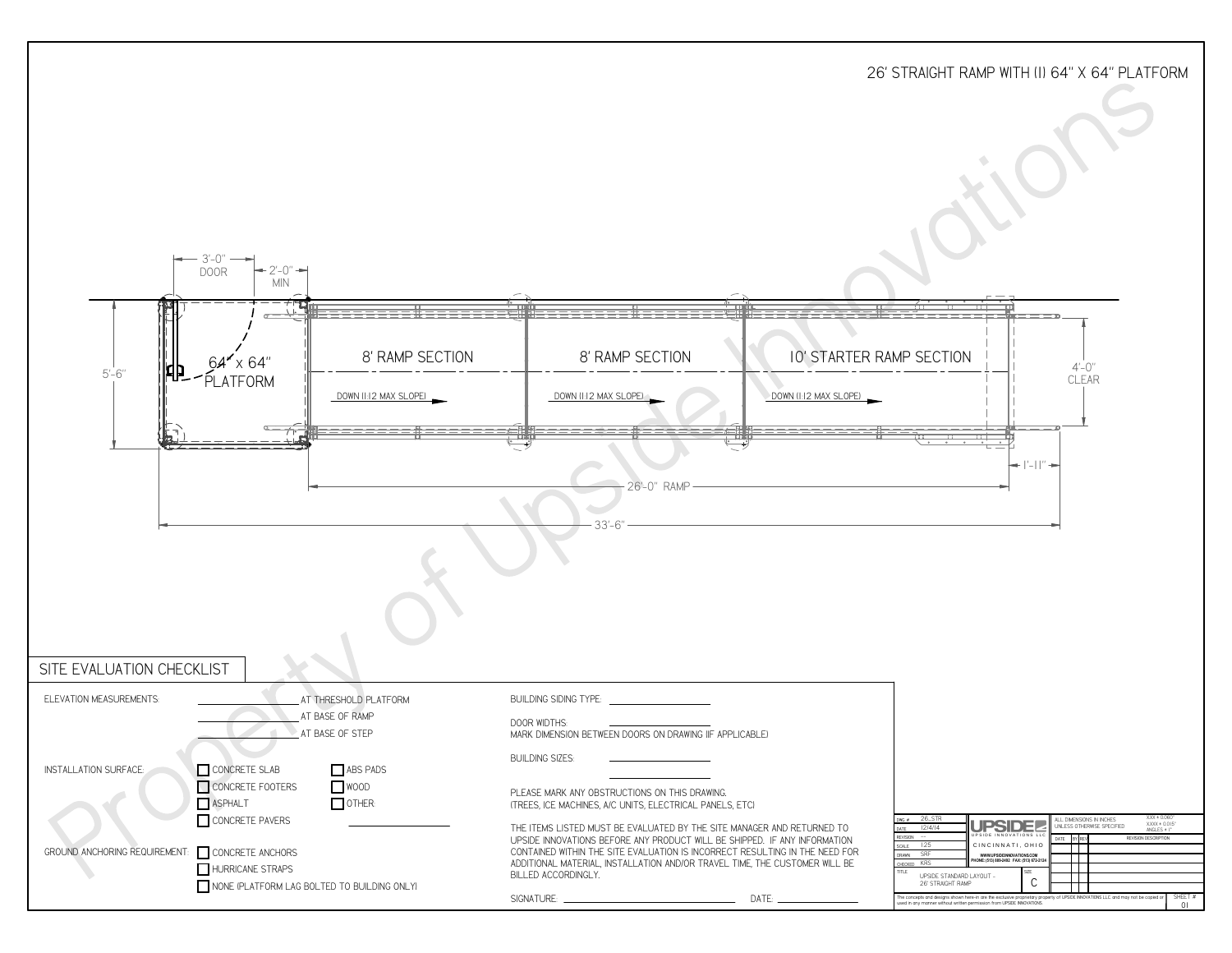# 26' STRAIGHT RAMP WITH (1) 64" X 64" PLATFORM

3'-0" DOOR

2'-0" MIN

5'-6"

64" x 64" PLATFORM

8' RAMP SECTION

DOWN (1:12 MAX SLOPE)

8' RAMP SECTION

DOWN (1:12 MAX SLOPE)

10' STARTER RAMP SECTION

DOWN (1:12 MAX SLOPE)

4'-0" CLEAR

1'-11"

26'-0" RAMP

33'-6"

## SITE EVALUATION CHECKLIST

ELEVATION MEASUREMENTS:

- ____________ AT THRESHOLD PLATFORM
- ____________ AT BASE OF RAMP
- ____________ AT BASE OF STEP

INSTALLATION SURFACE:

- ☐ CONCRETE SLAB
- ☐ CONCRETE FOOTERS
- ☐ ASPHALT
- ☐ CONCRETE PAVERS
- ☐ ABS PADS
- ☐ WOOD
- ☐ OTHER ____________

GROUND ANCHORING REQUIREMENT:

- ☐ CONCRETE ANCHORS
- ☐ HURRICANE STRAPS
- ☐ NONE (PLATFORM LAG BOLTED TO BUILDING ONLY)

BUILDING SIDING TYPE: ____________

DOOR WIDTHS: ____________

MARK DIMENSION BETWEEN DOORS ON DRAWING (IF APPLICABLE)

BUILDING SIZES: ____________

____________

PLEASE MARK ANY OBSTRUCTIONS ON THIS DRAWING.
(TREES, ICE MACHINES, A/C UNITS, ELECTRICAL PANELS, ETC)

THE ITEMS LISTED MUST BE EVALUATED BY THE SITE MANAGER AND RETURNED TO UPSIDE INNOVATIONS BEFORE ANY PRODUCT WILL BE SHIPPED. IF ANY INFORMATION CONTAINED WITHIN THE SITE EVALUATION IS INCORRECT RESULTING IN THE NEED FOR ADDITIONAL MATERIAL, INSTALLATION AND/OR TRAVEL TIME, THE CUSTOMER WILL BE BILLED ACCORDINGLY.

SIGNATURE: ____________ DATE: ____________

| | |
|---|---|
| DWG # | 26_STR |
| DATE | 12/4/14 |
| REVISION | --- |
| SCALE | 1:25 |
| DRAWN | SRF |
| CHECKED | KRS |
| TITLE | UPSIDE STANDARD LAYOUT - 26' STRAIGHT RAMP |
| SIZE | C |
| SHEET # | 01 |

UPSIDE INNOVATIONS LLC
CINCINNATI, OHIO
WWW.UPSIDEINNOVATIONS.COM
PHONE:(513) 889-2492 FAX:(513) 672-2124

ALL DIMENSIONS IN INCHES UNLESS OTHERWISE SPECIFIED
.XXX ± 0.060"
.XXXX ± 0.015"
ANGLES ± 1°

| DATE | BY | REV | REVISION DESCRIPTION |
|---|---|---|---|
| | | | |

The concepts and designs shown here-in are the exclusive proprietary property of UPSIDE INNOVATIONS LLC and may not be copied or used in any manner without written permission from UPSIDE INNOVATIONS.